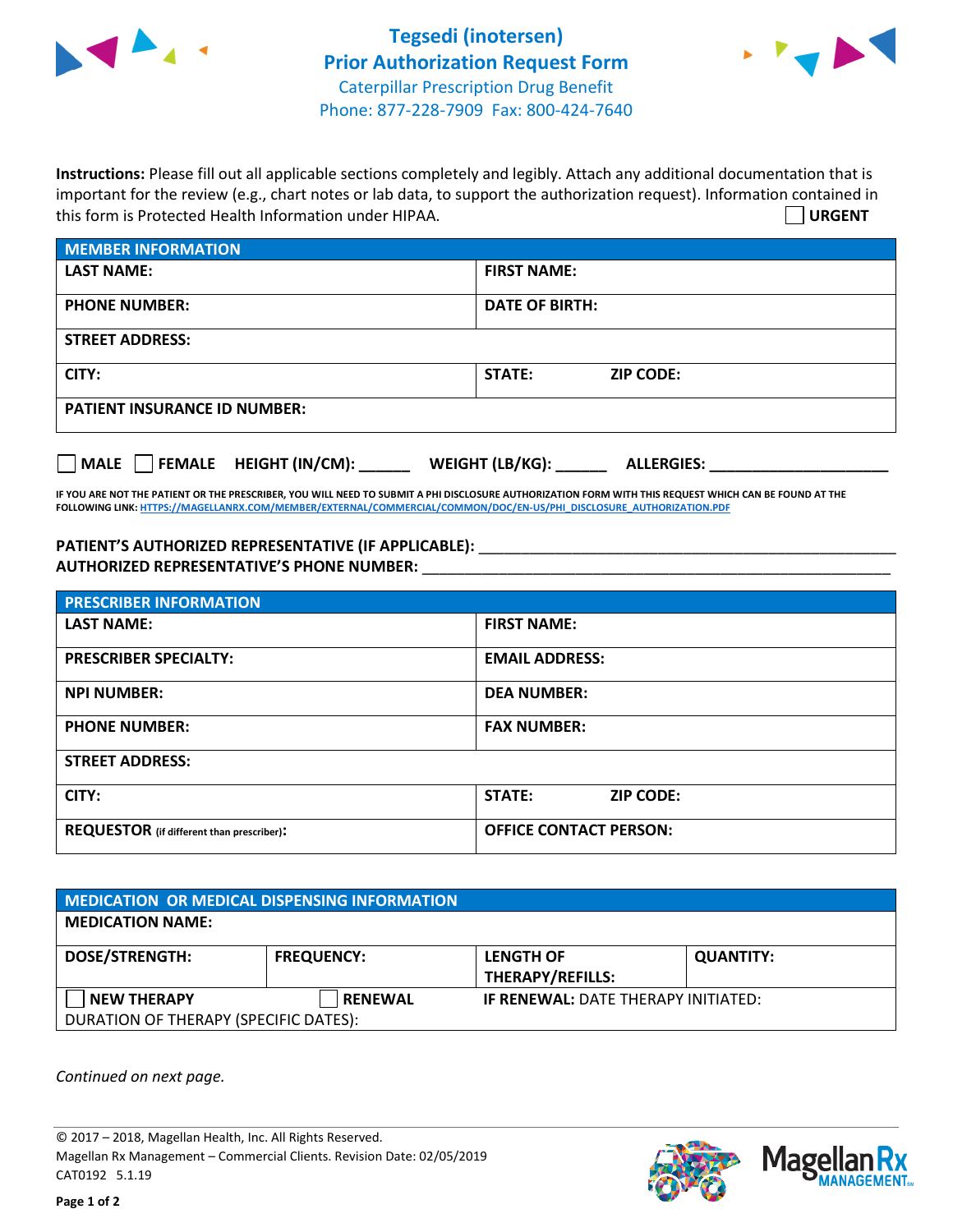# Tegsedi (inotersen)
## Prior Authorization Request Form

Caterpillar Prescription Drug Benefit
Phone: 877-228-7909 Fax: 800-424-7640

**Instructions:** Please fill out all applicable sections completely and legibly. Attach any additional documentation that is important for the review (e.g., chart notes or lab data, to support the authorization request). Information contained in this form is Protected Health Information under HIPAA.

☐ **URGENT**

| **MEMBER INFORMATION** | |
|---|---|
| **LAST NAME:** | **FIRST NAME:** |
| **PHONE NUMBER:** | **DATE OF BIRTH:** |
| **STREET ADDRESS:** | |
| **CITY:** | **STATE:** **ZIP CODE:** |
| **PATIENT INSURANCE ID NUMBER:** | |

☐ **MALE** ☐ **FEMALE** **HEIGHT (IN/CM):** ______ **WEIGHT (LB/KG):** ______ **ALLERGIES:** ____________________

**IF YOU ARE NOT THE PATIENT OR THE PRESCRIBER, YOU WILL NEED TO SUBMIT A PHI DISCLOSURE AUTHORIZATION FORM WITH THIS REQUEST WHICH CAN BE FOUND AT THE FOLLOWING LINK: HTTPS://MAGELLANRX.COM/MEMBER/EXTERNAL/COMMERCIAL/COMMON/DOC/EN-US/PHI_DISCLOSURE_AUTHORIZATION.PDF**

**PATIENT'S AUTHORIZED REPRESENTATIVE (IF APPLICABLE):** ____________________________________________

**AUTHORIZED REPRESENTATIVE'S PHONE NUMBER:** ____________________________________________

| **PRESCRIBER INFORMATION** | |
|---|---|
| **LAST NAME:** | **FIRST NAME:** |
| **PRESCRIBER SPECIALTY:** | **EMAIL ADDRESS:** |
| **NPI NUMBER:** | **DEA NUMBER:** |
| **PHONE NUMBER:** | **FAX NUMBER:** |
| **STREET ADDRESS:** | |
| **CITY:** | **STATE:** **ZIP CODE:** |
| **REQUESTOR** (if different than prescriber)**:** | **OFFICE CONTACT PERSON:** |

| **MEDICATION OR MEDICAL DISPENSING INFORMATION** | | | |
|---|---|---|---|
| **MEDICATION NAME:** | | | |
| **DOSE/STRENGTH:** | **FREQUENCY:** | **LENGTH OF THERAPY/REFILLS:** | **QUANTITY:** |
| ☐ **NEW THERAPY** | ☐ **RENEWAL** | **IF RENEWAL:** DATE THERAPY INITIATED: | |
| DURATION OF THERAPY (SPECIFIC DATES): | | | |

*Continued on next page.*

© 2017 – 2018, Magellan Health, Inc. All Rights Reserved.
Magellan Rx Management – Commercial Clients. Revision Date: 02/05/2019
CAT0192 5.1.19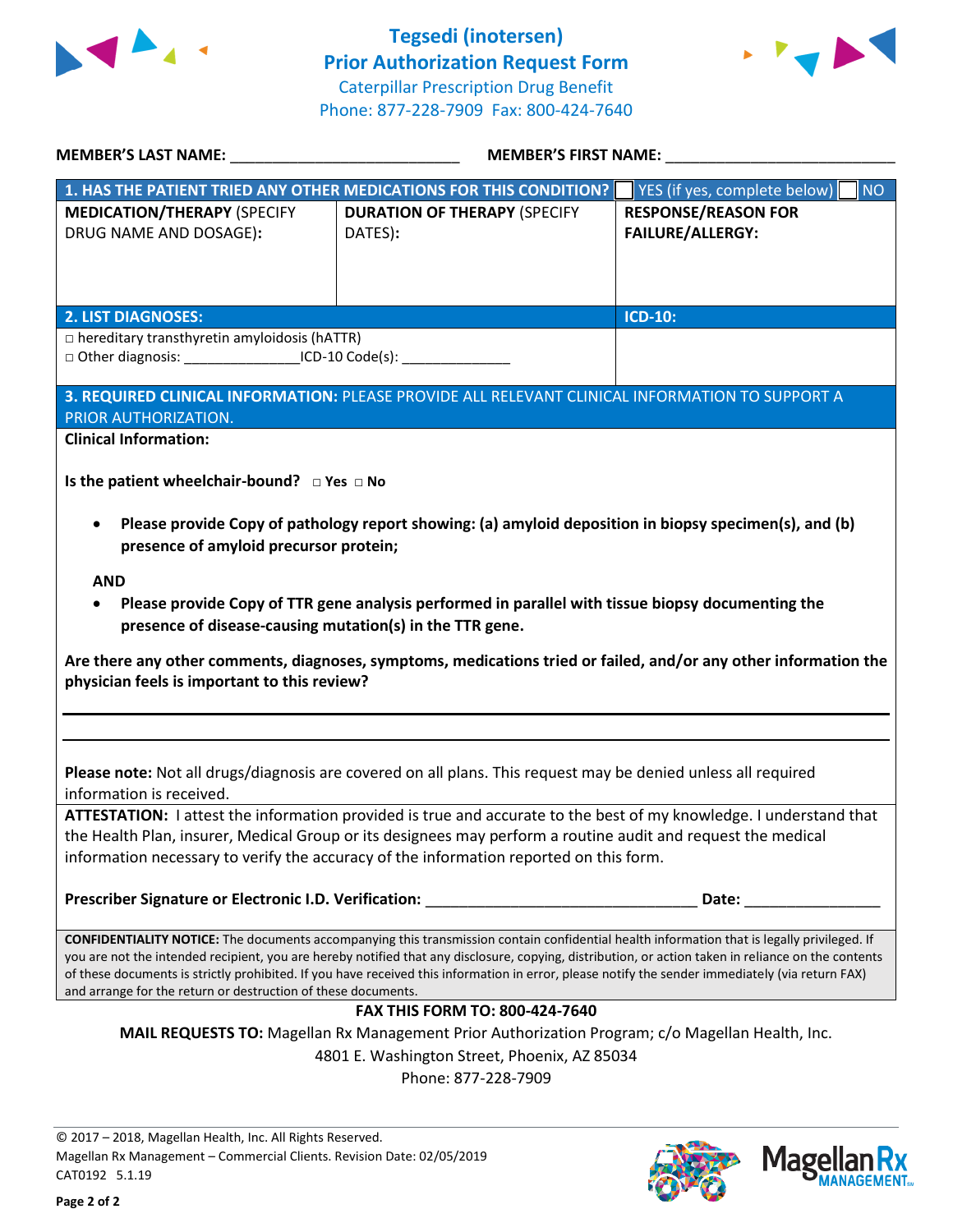# Tegsedi (inotersen) Prior Authorization Request Form

Caterpillar Prescription Drug Benefit
Phone: 877-228-7909 Fax: 800-424-7640

**MEMBER'S LAST NAME:** ___________________________ **MEMBER'S FIRST NAME:** ___________________________

| **1. HAS THE PATIENT TRIED ANY OTHER MEDICATIONS FOR THIS CONDITION?** | | ☐ YES (if yes, complete below) ☐ NO |
|---|---|---|
| **MEDICATION/THERAPY** (SPECIFY DRUG NAME AND DOSAGE)**:** | **DURATION OF THERAPY** (SPECIFY DATES)**:** | **RESPONSE/REASON FOR FAILURE/ALLERGY:** |
| | | |

| **2. LIST DIAGNOSES:** | **ICD-10:** |
|---|---|
| □ hereditary transthyretin amyloidosis (hATTR)<br>□ Other diagnosis: _______________ICD-10 Code(s): ______________ | |

**3. REQUIRED CLINICAL INFORMATION:** PLEASE PROVIDE ALL RELEVANT CLINICAL INFORMATION TO SUPPORT A PRIOR AUTHORIZATION.

**Clinical Information:**

**Is the patient wheelchair-bound?** □ **Yes** □ **No**

- **Please provide Copy of pathology report showing: (a) amyloid deposition in biopsy specimen(s), and (b) presence of amyloid precursor protein;**

**AND**

- **Please provide Copy of TTR gene analysis performed in parallel with tissue biopsy documenting the presence of disease-causing mutation(s) in the TTR gene.**

**Are there any other comments, diagnoses, symptoms, medications tried or failed, and/or any other information the physician feels is important to this review?**

___________________________________________________________________________

___________________________________________________________________________

**Please note:** Not all drugs/diagnosis are covered on all plans. This request may be denied unless all required information is received.

**ATTESTATION:** I attest the information provided is true and accurate to the best of my knowledge. I understand that the Health Plan, insurer, Medical Group or its designees may perform a routine audit and request the medical information necessary to verify the accuracy of the information reported on this form.

**Prescriber Signature or Electronic I.D. Verification:** _________________________________ **Date:** ________________

**CONFIDENTIALITY NOTICE:** The documents accompanying this transmission contain confidential health information that is legally privileged. If you are not the intended recipient, you are hereby notified that any disclosure, copying, distribution, or action taken in reliance on the contents of these documents is strictly prohibited. If you have received this information in error, please notify the sender immediately (via return FAX) and arrange for the return or destruction of these documents.

**FAX THIS FORM TO: 800-424-7640**

**MAIL REQUESTS TO:** Magellan Rx Management Prior Authorization Program; c/o Magellan Health, Inc.
4801 E. Washington Street, Phoenix, AZ 85034
Phone: 877-228-7909

© 2017 – 2018, Magellan Health, Inc. All Rights Reserved.
Magellan Rx Management – Commercial Clients. Revision Date: 02/05/2019
CAT0192 5.1.19